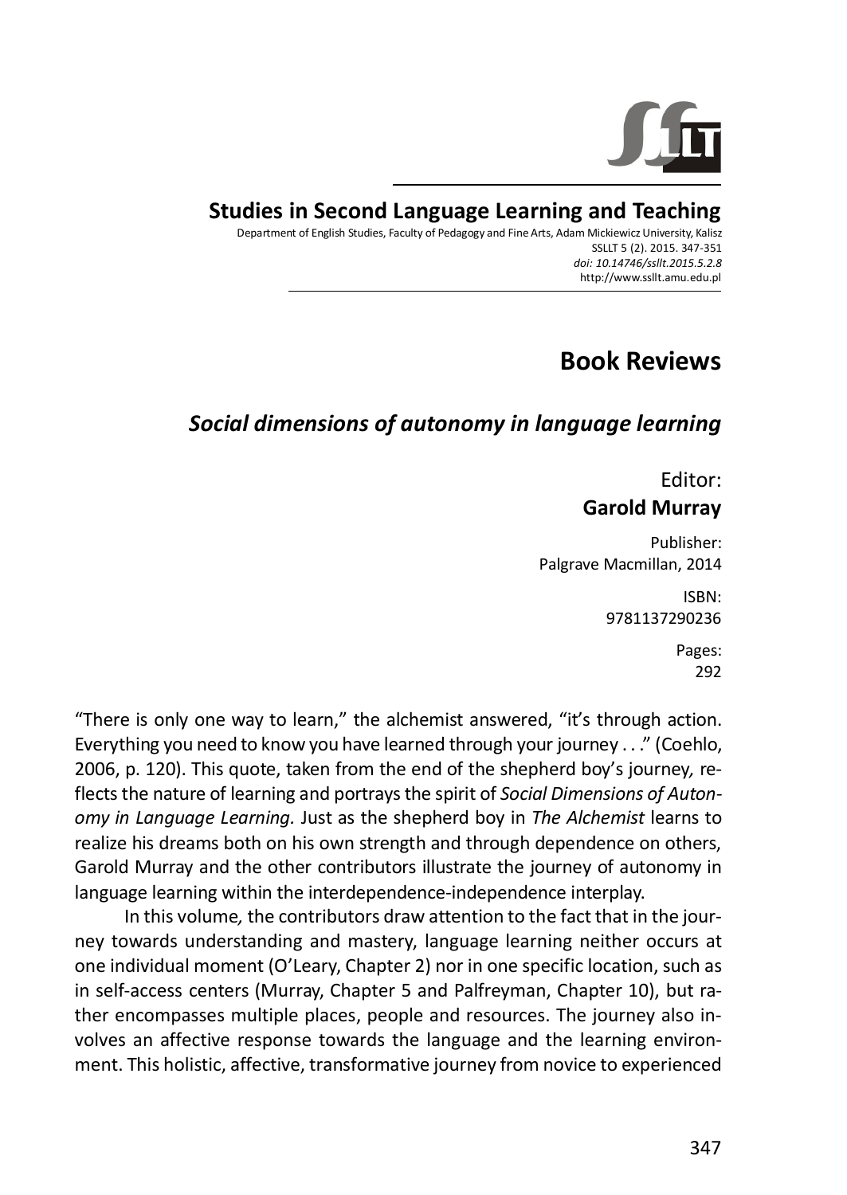# Studies in Second Language Learning and Teaching

Department of English Studies, Faculty of Pedagogy and Fine Arts, Adam Mickiewicz University, Kalisz
SSLLT 5 (2). 2015. 347-351
*doi: 10.14746/ssllt.2015.5.2.8*
http://www.ssllt.amu.edu.pl

## Book Reviews

### *Social dimensions of autonomy in language learning*

Editor:
**Garold Murray**

Publisher:
Palgrave Macmillan, 2014

ISBN:
9781137290236

Pages:
292

"There is only one way to learn," the alchemist answered, "it's through action. Everything you need to know you have learned through your journey . . ." (Coehlo, 2006, p. 120). This quote, taken from the end of the shepherd boy's journey, reflects the nature of learning and portrays the spirit of *Social Dimensions of Autonomy in Language Learning.* Just as the shepherd boy in *The Alchemist* learns to realize his dreams both on his own strength and through dependence on others, Garold Murray and the other contributors illustrate the journey of autonomy in language learning within the interdependence-independence interplay.

In this volume, the contributors draw attention to the fact that in the journey towards understanding and mastery, language learning neither occurs at one individual moment (O'Leary, Chapter 2) nor in one specific location, such as in self-access centers (Murray, Chapter 5 and Palfreyman, Chapter 10), but rather encompasses multiple places, people and resources. The journey also involves an affective response towards the language and the learning environment. This holistic, affective, transformative journey from novice to experienced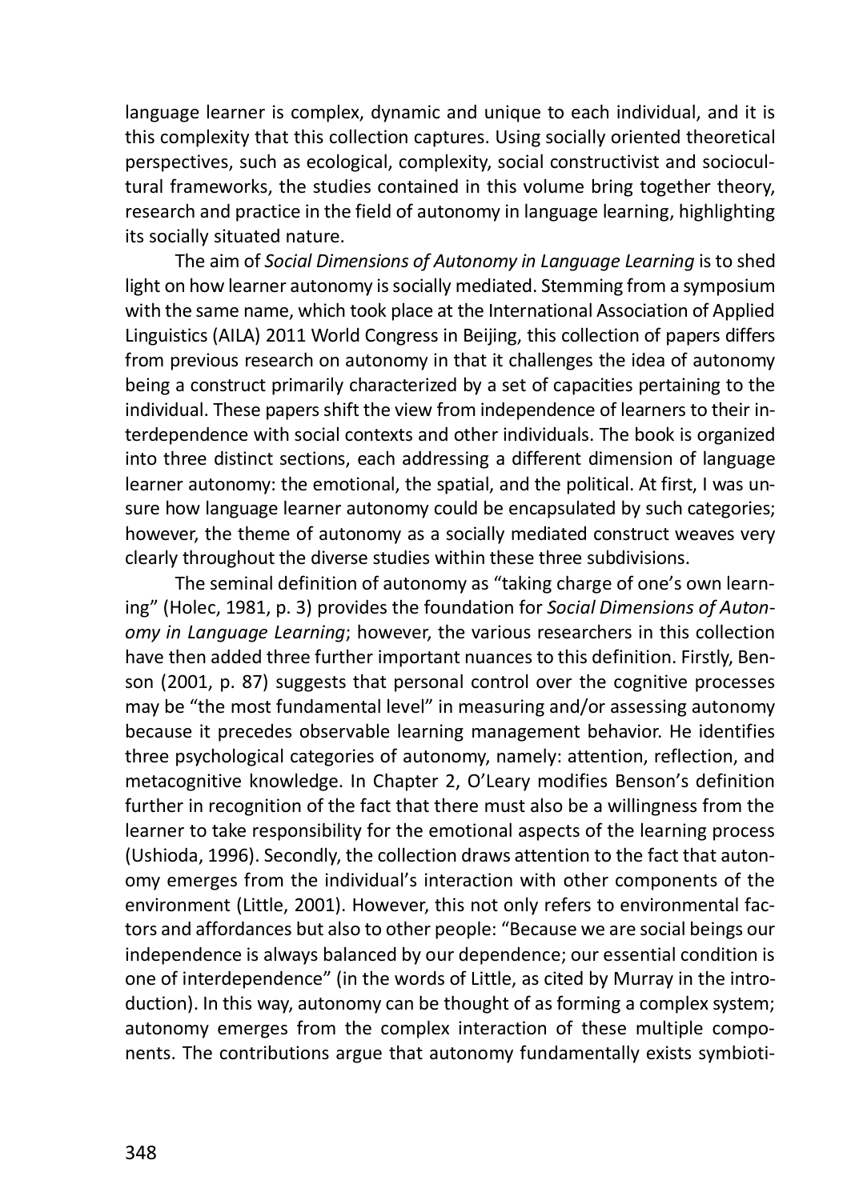language learner is complex, dynamic and unique to each individual, and it is this complexity that this collection captures. Using socially oriented theoretical perspectives, such as ecological, complexity, social constructivist and sociocultural frameworks, the studies contained in this volume bring together theory, research and practice in the field of autonomy in language learning, highlighting its socially situated nature.

The aim of *Social Dimensions of Autonomy in Language Learning* is to shed light on how learner autonomy is socially mediated. Stemming from a symposium with the same name, which took place at the International Association of Applied Linguistics (AILA) 2011 World Congress in Beijing, this collection of papers differs from previous research on autonomy in that it challenges the idea of autonomy being a construct primarily characterized by a set of capacities pertaining to the individual. These papers shift the view from independence of learners to their interdependence with social contexts and other individuals. The book is organized into three distinct sections, each addressing a different dimension of language learner autonomy: the emotional, the spatial, and the political. At first, I was unsure how language learner autonomy could be encapsulated by such categories; however, the theme of autonomy as a socially mediated construct weaves very clearly throughout the diverse studies within these three subdivisions.

The seminal definition of autonomy as "taking charge of one's own learning" (Holec, 1981, p. 3) provides the foundation for *Social Dimensions of Autonomy in Language Learning*; however, the various researchers in this collection have then added three further important nuances to this definition. Firstly, Benson (2001, p. 87) suggests that personal control over the cognitive processes may be "the most fundamental level" in measuring and/or assessing autonomy because it precedes observable learning management behavior. He identifies three psychological categories of autonomy, namely: attention, reflection, and metacognitive knowledge. In Chapter 2, O'Leary modifies Benson's definition further in recognition of the fact that there must also be a willingness from the learner to take responsibility for the emotional aspects of the learning process (Ushioda, 1996). Secondly, the collection draws attention to the fact that autonomy emerges from the individual's interaction with other components of the environment (Little, 2001). However, this not only refers to environmental factors and affordances but also to other people: "Because we are social beings our independence is always balanced by our dependence; our essential condition is one of interdependence" (in the words of Little, as cited by Murray in the introduction). In this way, autonomy can be thought of as forming a complex system; autonomy emerges from the complex interaction of these multiple components. The contributions argue that autonomy fundamentally exists symbioti-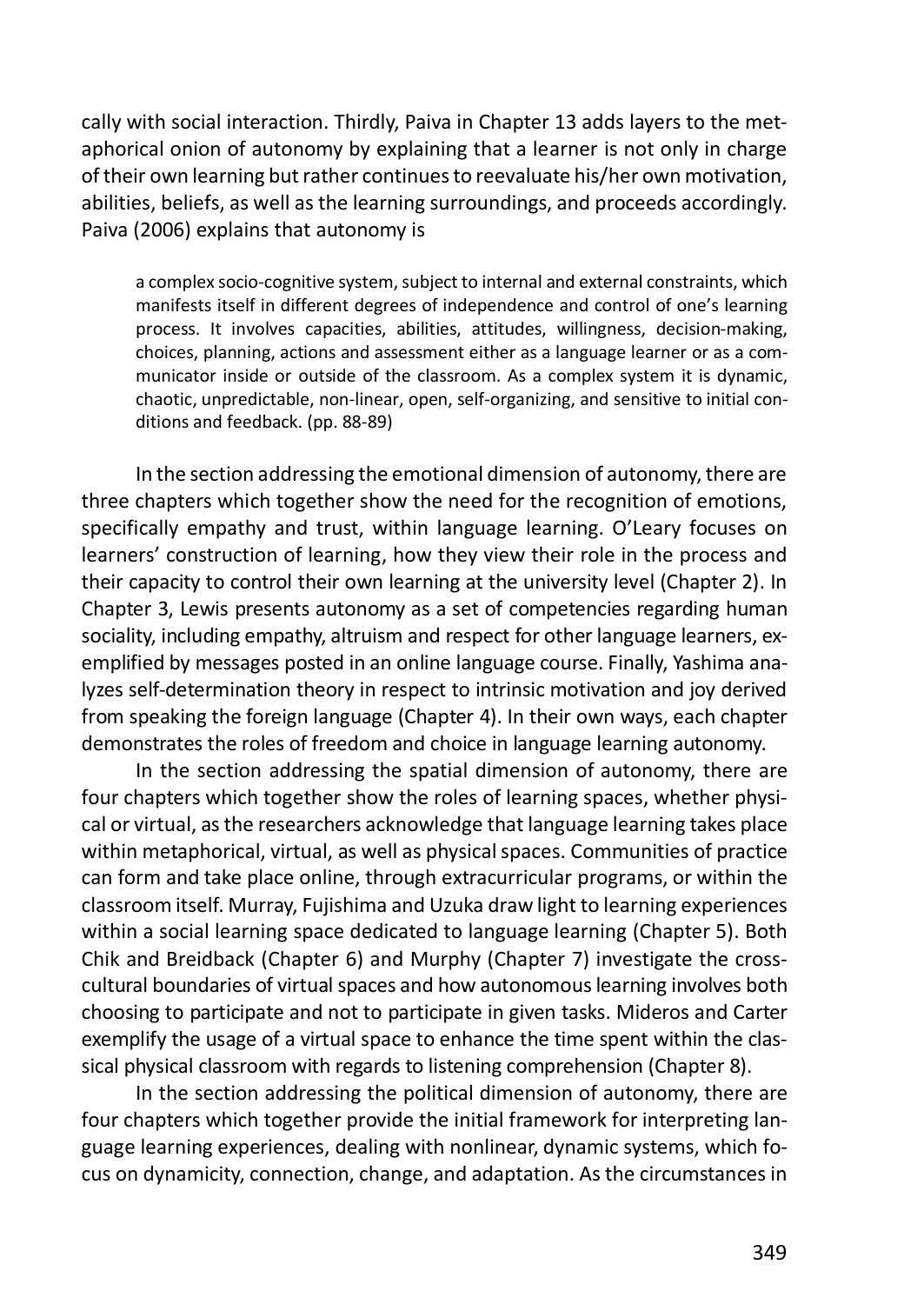cally with social interaction. Thirdly, Paiva in Chapter 13 adds layers to the metaphorical onion of autonomy by explaining that a learner is not only in charge of their own learning but rather continues to reevaluate his/her own motivation, abilities, beliefs, as well as the learning surroundings, and proceeds accordingly. Paiva (2006) explains that autonomy is

> a complex socio-cognitive system, subject to internal and external constraints, which manifests itself in different degrees of independence and control of one's learning process. It involves capacities, abilities, attitudes, willingness, decision-making, choices, planning, actions and assessment either as a language learner or as a communicator inside or outside of the classroom. As a complex system it is dynamic, chaotic, unpredictable, non-linear, open, self-organizing, and sensitive to initial conditions and feedback. (pp. 88-89)

In the section addressing the emotional dimension of autonomy, there are three chapters which together show the need for the recognition of emotions, specifically empathy and trust, within language learning. O'Leary focuses on learners' construction of learning, how they view their role in the process and their capacity to control their own learning at the university level (Chapter 2). In Chapter 3, Lewis presents autonomy as a set of competencies regarding human sociality, including empathy, altruism and respect for other language learners, exemplified by messages posted in an online language course. Finally, Yashima analyzes self-determination theory in respect to intrinsic motivation and joy derived from speaking the foreign language (Chapter 4). In their own ways, each chapter demonstrates the roles of freedom and choice in language learning autonomy.

In the section addressing the spatial dimension of autonomy, there are four chapters which together show the roles of learning spaces, whether physical or virtual, as the researchers acknowledge that language learning takes place within metaphorical, virtual, as well as physical spaces. Communities of practice can form and take place online, through extracurricular programs, or within the classroom itself. Murray, Fujishima and Uzuka draw light to learning experiences within a social learning space dedicated to language learning (Chapter 5). Both Chik and Breidback (Chapter 6) and Murphy (Chapter 7) investigate the cross-cultural boundaries of virtual spaces and how autonomous learning involves both choosing to participate and not to participate in given tasks. Mideros and Carter exemplify the usage of a virtual space to enhance the time spent within the classical physical classroom with regards to listening comprehension (Chapter 8).

In the section addressing the political dimension of autonomy, there are four chapters which together provide the initial framework for interpreting language learning experiences, dealing with nonlinear, dynamic systems, which focus on dynamicity, connection, change, and adaptation. As the circumstances in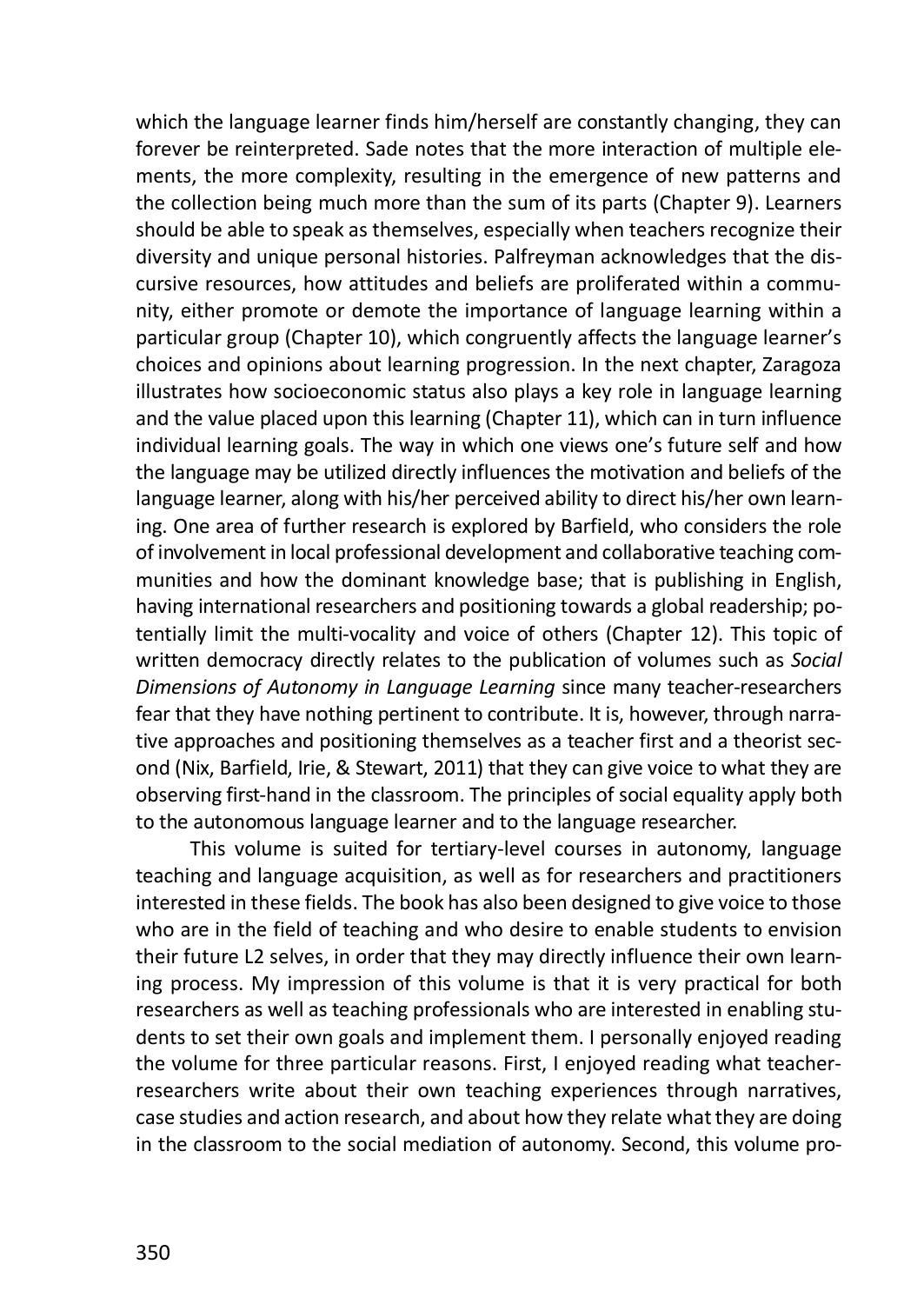which the language learner finds him/herself are constantly changing, they can forever be reinterpreted. Sade notes that the more interaction of multiple elements, the more complexity, resulting in the emergence of new patterns and the collection being much more than the sum of its parts (Chapter 9). Learners should be able to speak as themselves, especially when teachers recognize their diversity and unique personal histories. Palfreyman acknowledges that the discursive resources, how attitudes and beliefs are proliferated within a community, either promote or demote the importance of language learning within a particular group (Chapter 10), which congruently affects the language learner's choices and opinions about learning progression. In the next chapter, Zaragoza illustrates how socioeconomic status also plays a key role in language learning and the value placed upon this learning (Chapter 11), which can in turn influence individual learning goals. The way in which one views one's future self and how the language may be utilized directly influences the motivation and beliefs of the language learner, along with his/her perceived ability to direct his/her own learning. One area of further research is explored by Barfield, who considers the role of involvement in local professional development and collaborative teaching communities and how the dominant knowledge base; that is publishing in English, having international researchers and positioning towards a global readership; potentially limit the multi-vocality and voice of others (Chapter 12). This topic of written democracy directly relates to the publication of volumes such as *Social Dimensions of Autonomy in Language Learning* since many teacher-researchers fear that they have nothing pertinent to contribute. It is, however, through narrative approaches and positioning themselves as a teacher first and a theorist second (Nix, Barfield, Irie, & Stewart, 2011) that they can give voice to what they are observing first-hand in the classroom. The principles of social equality apply both to the autonomous language learner and to the language researcher.

This volume is suited for tertiary-level courses in autonomy, language teaching and language acquisition, as well as for researchers and practitioners interested in these fields. The book has also been designed to give voice to those who are in the field of teaching and who desire to enable students to envision their future L2 selves, in order that they may directly influence their own learning process. My impression of this volume is that it is very practical for both researchers as well as teaching professionals who are interested in enabling students to set their own goals and implement them. I personally enjoyed reading the volume for three particular reasons. First, I enjoyed reading what teacher-researchers write about their own teaching experiences through narratives, case studies and action research, and about how they relate what they are doing in the classroom to the social mediation of autonomy. Second, this volume pro-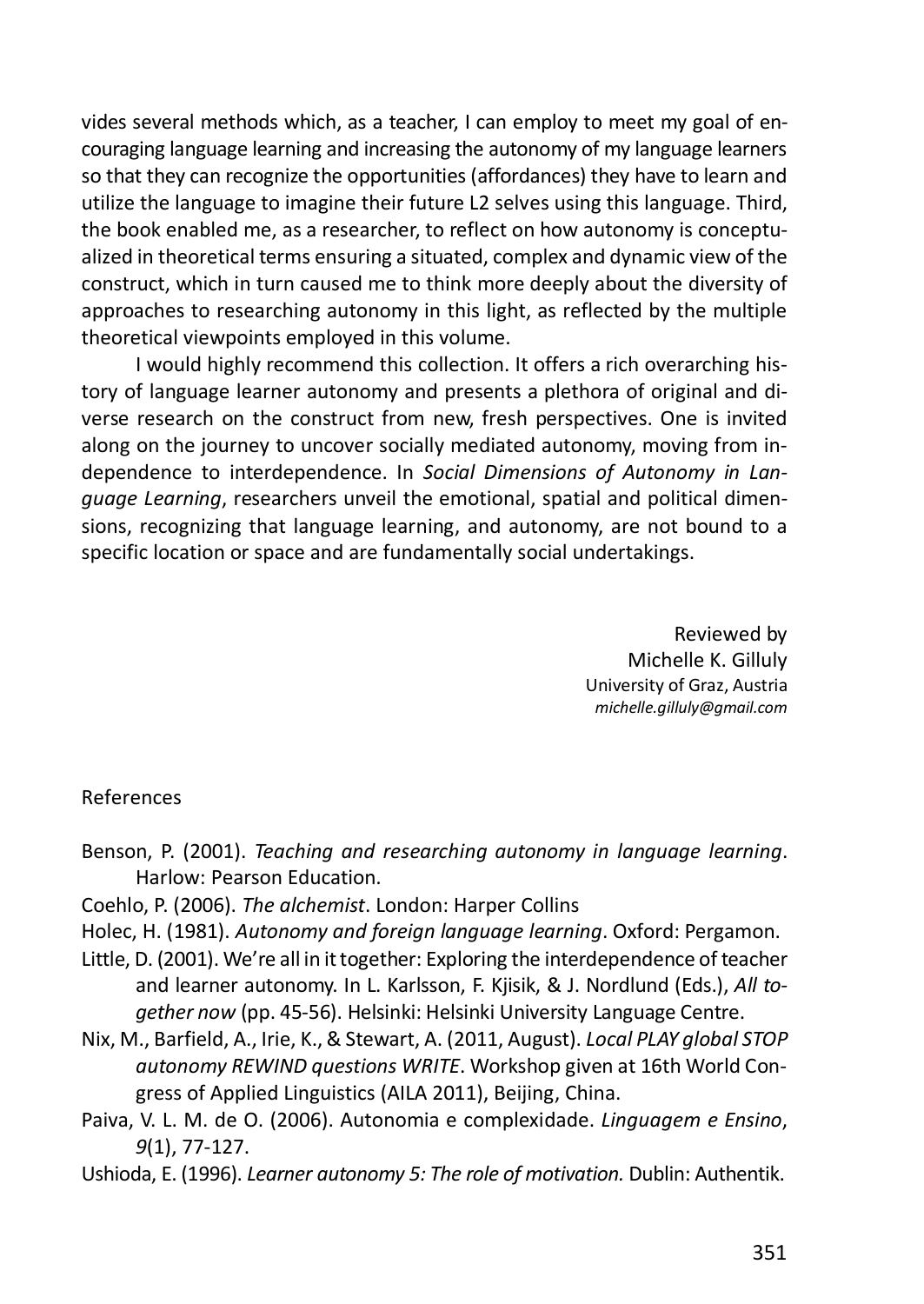vides several methods which, as a teacher, I can employ to meet my goal of encouraging language learning and increasing the autonomy of my language learners so that they can recognize the opportunities (affordances) they have to learn and utilize the language to imagine their future L2 selves using this language. Third, the book enabled me, as a researcher, to reflect on how autonomy is conceptualized in theoretical terms ensuring a situated, complex and dynamic view of the construct, which in turn caused me to think more deeply about the diversity of approaches to researching autonomy in this light, as reflected by the multiple theoretical viewpoints employed in this volume.

I would highly recommend this collection. It offers a rich overarching history of language learner autonomy and presents a plethora of original and diverse research on the construct from new, fresh perspectives. One is invited along on the journey to uncover socially mediated autonomy, moving from independence to interdependence. In *Social Dimensions of Autonomy in Language Learning*, researchers unveil the emotional, spatial and political dimensions, recognizing that language learning, and autonomy, are not bound to a specific location or space and are fundamentally social undertakings.

Reviewed by
Michelle K. Gilluly
University of Graz, Austria
*michelle.gilluly@gmail.com*

References

Benson, P. (2001). *Teaching and researching autonomy in language learning*. Harlow: Pearson Education.

Coehlo, P. (2006). *The alchemist*. London: Harper Collins

Holec, H. (1981). *Autonomy and foreign language learning*. Oxford: Pergamon.

Little, D. (2001). We're all in it together: Exploring the interdependence of teacher and learner autonomy. In L. Karlsson, F. Kjisik, & J. Nordlund (Eds.), *All together now* (pp. 45-56). Helsinki: Helsinki University Language Centre.

Nix, M., Barfield, A., Irie, K., & Stewart, A. (2011, August). *Local PLAY global STOP autonomy REWIND questions WRITE*. Workshop given at 16th World Congress of Applied Linguistics (AILA 2011), Beijing, China.

Paiva, V. L. M. de O. (2006). Autonomia e complexidade. *Linguagem e Ensino*, *9*(1), 77-127.

Ushioda, E. (1996). *Learner autonomy 5: The role of motivation.* Dublin: Authentik.